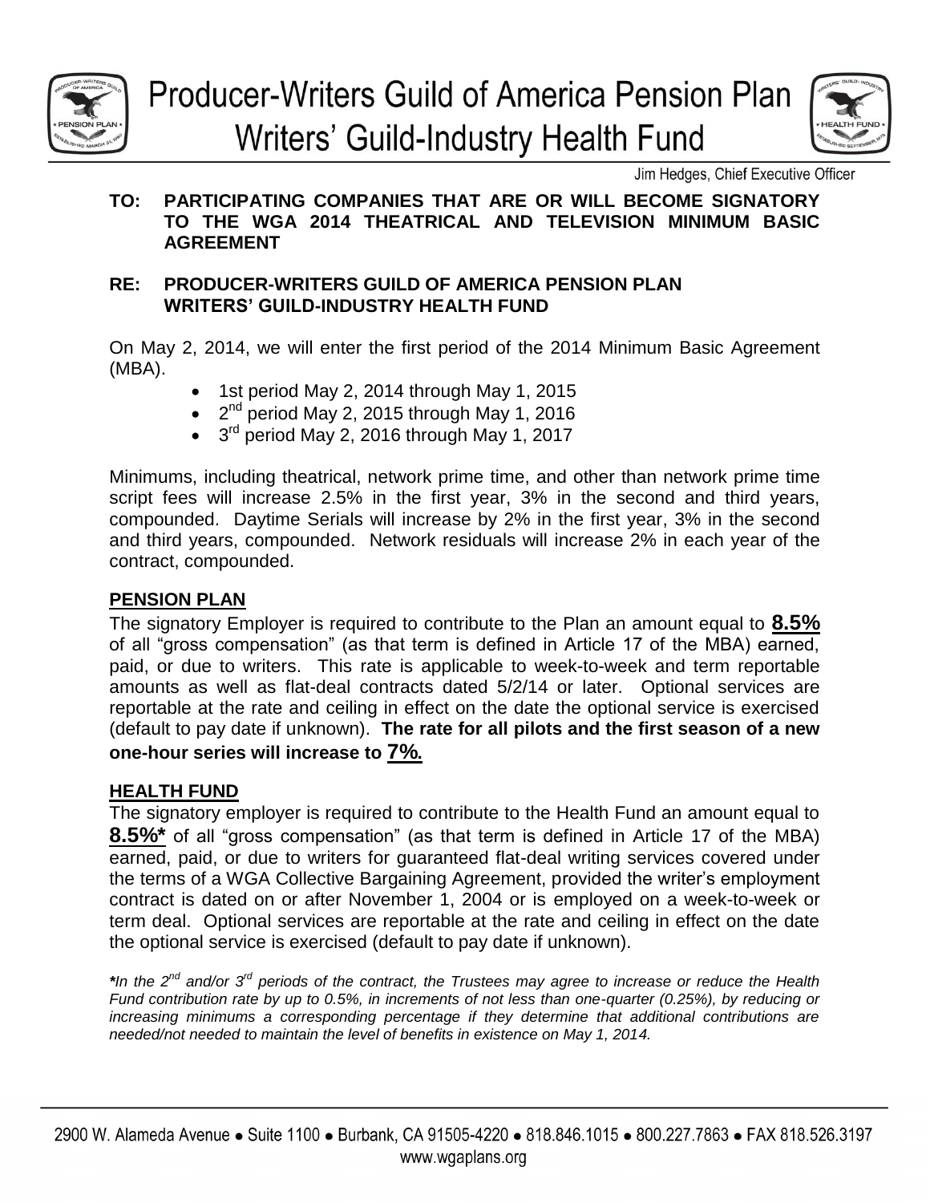# Producer-Writers Guild of America Pension Plan
# Writers' Guild-Industry Health Fund

Jim Hedges, Chief Executive Officer

**TO: PARTICIPATING COMPANIES THAT ARE OR WILL BECOME SIGNATORY TO THE WGA 2014 THEATRICAL AND TELEVISION MINIMUM BASIC AGREEMENT**

**RE: PRODUCER-WRITERS GUILD OF AMERICA PENSION PLAN WRITERS' GUILD-INDUSTRY HEALTH FUND**

On May 2, 2014, we will enter the first period of the 2014 Minimum Basic Agreement (MBA).

- 1st period May 2, 2014 through May 1, 2015
- 2nd period May 2, 2015 through May 1, 2016
- 3rd period May 2, 2016 through May 1, 2017

Minimums, including theatrical, network prime time, and other than network prime time script fees will increase 2.5% in the first year, 3% in the second and third years, compounded. Daytime Serials will increase by 2% in the first year, 3% in the second and third years, compounded. Network residuals will increase 2% in each year of the contract, compounded.

## PENSION PLAN

The signatory Employer is required to contribute to the Plan an amount equal to **8.5%** of all "gross compensation" (as that term is defined in Article 17 of the MBA) earned, paid, or due to writers. This rate is applicable to week-to-week and term reportable amounts as well as flat-deal contracts dated 5/2/14 or later. Optional services are reportable at the rate and ceiling in effect on the date the optional service is exercised (default to pay date if unknown). **The rate for all pilots and the first season of a new one-hour series will increase to 7%.**

## HEALTH FUND

The signatory employer is required to contribute to the Health Fund an amount equal to **8.5%*** of all "gross compensation" (as that term is defined in Article 17 of the MBA) earned, paid, or due to writers for guaranteed flat-deal writing services covered under the terms of a WGA Collective Bargaining Agreement, provided the writer's employment contract is dated on or after November 1, 2004 or is employed on a week-to-week or term deal. Optional services are reportable at the rate and ceiling in effect on the date the optional service is exercised (default to pay date if unknown).

****In the 2nd and/or 3rd periods of the contract, the Trustees may agree to increase or reduce the Health Fund contribution rate by up to 0.5%, in increments of not less than one-quarter (0.25%), by reducing or increasing minimums a corresponding percentage if they determine that additional contributions are needed/not needed to maintain the level of benefits in existence on May 1, 2014.*

2900 W. Alameda Avenue • Suite 1100 • Burbank, CA 91505-4220 • 818.846.1015 • 800.227.7863 • FAX 818.526.3197
www.wgaplans.org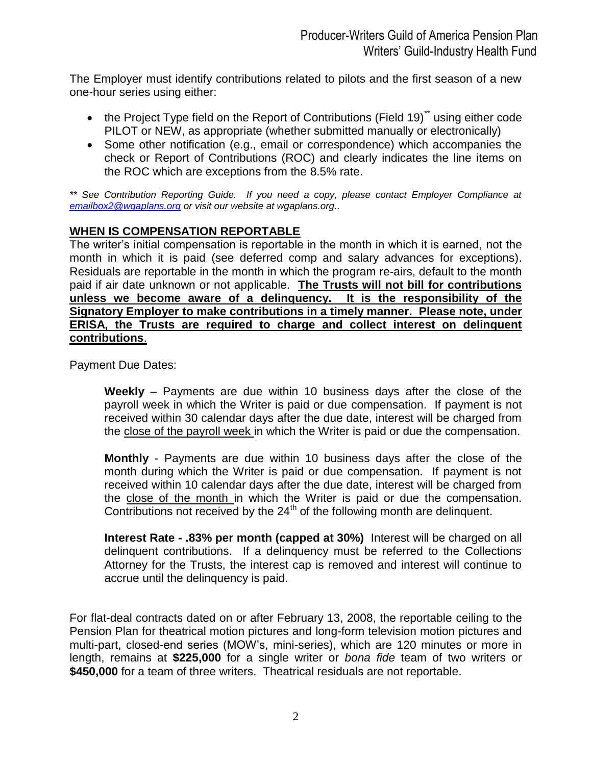The Employer must identify contributions related to pilots and the first season of a new one-hour series using either:

- the Project Type field on the Report of Contributions (Field 19)** using either code PILOT or NEW, as appropriate (whether submitted manually or electronically)
- Some other notification (e.g., email or correspondence) which accompanies the check or Report of Contributions (ROC) and clearly indicates the line items on the ROC which are exceptions from the 8.5% rate.

*** See Contribution Reporting Guide. If you need a copy, please contact Employer Compliance at [emailbox2@wgaplans.org](mailto:emailbox2@wgaplans.org) or visit our website at wgaplans.org..*

## WHEN IS COMPENSATION REPORTABLE

The writer's initial compensation is reportable in the month in which it is earned, not the month in which it is paid (see deferred comp and salary advances for exceptions). Residuals are reportable in the month in which the program re-airs, default to the month paid if air date unknown or not applicable. **The Trusts will not bill for contributions unless we become aware of a delinquency. It is the responsibility of the Signatory Employer to make contributions in a timely manner. Please note, under ERISA, the Trusts are required to charge and collect interest on delinquent contributions**.

Payment Due Dates:

> **Weekly** – Payments are due within 10 business days after the close of the payroll week in which the Writer is paid or due compensation. If payment is not received within 30 calendar days after the due date, interest will be charged from the close of the payroll week in which the Writer is paid or due the compensation.
>
> **Monthly** - Payments are due within 10 business days after the close of the month during which the Writer is paid or due compensation. If payment is not received within 10 calendar days after the due date, interest will be charged from the close of the month in which the Writer is paid or due the compensation. Contributions not received by the 24th of the following month are delinquent.
>
> **Interest Rate - .83% per month (capped at 30%)** Interest will be charged on all delinquent contributions. If a delinquency must be referred to the Collections Attorney for the Trusts, the interest cap is removed and interest will continue to accrue until the delinquency is paid.

For flat-deal contracts dated on or after February 13, 2008, the reportable ceiling to the Pension Plan for theatrical motion pictures and long-form television motion pictures and multi-part, closed-end series (MOW's, mini-series), which are 120 minutes or more in length, remains at **$225,000** for a single writer or *bona fide* team of two writers or **$450,000** for a team of three writers. Theatrical residuals are not reportable.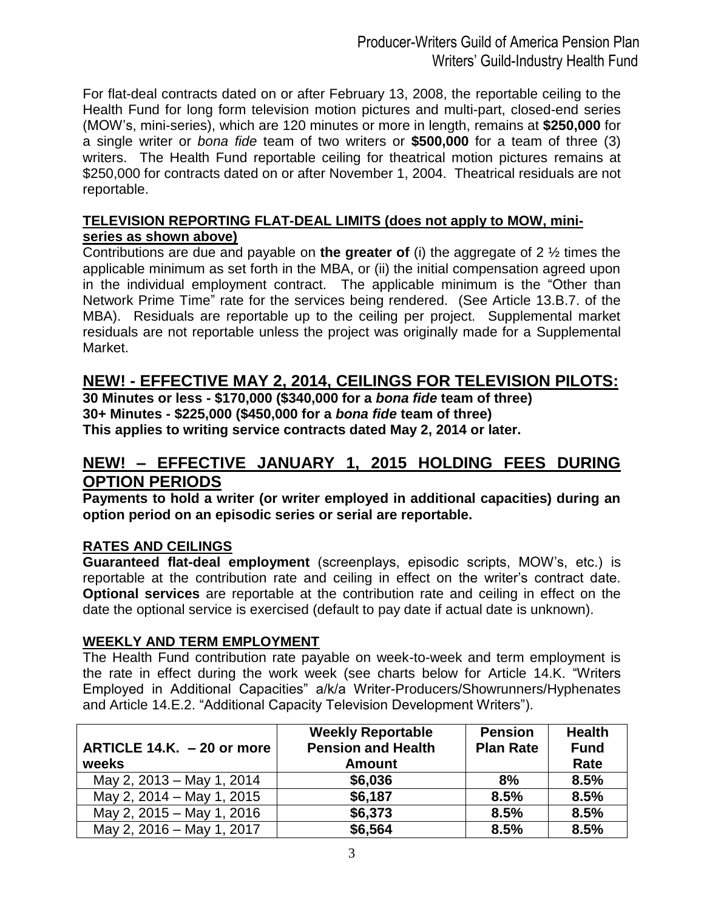For flat-deal contracts dated on or after February 13, 2008, the reportable ceiling to the Health Fund for long form television motion pictures and multi-part, closed-end series (MOW's, mini-series), which are 120 minutes or more in length, remains at **$250,000** for a single writer or *bona fide* team of two writers or **$500,000** for a team of three (3) writers. The Health Fund reportable ceiling for theatrical motion pictures remains at $250,000 for contracts dated on or after November 1, 2004. Theatrical residuals are not reportable.

### TELEVISION REPORTING FLAT-DEAL LIMITS (does not apply to MOW, mini-series as shown above)

Contributions are due and payable on **the greater of** (i) the aggregate of 2 ½ times the applicable minimum as set forth in the MBA, or (ii) the initial compensation agreed upon in the individual employment contract. The applicable minimum is the "Other than Network Prime Time" rate for the services being rendered. (See Article 13.B.7. of the MBA). Residuals are reportable up to the ceiling per project. Supplemental market residuals are not reportable unless the project was originally made for a Supplemental Market.

## NEW! - EFFECTIVE MAY 2, 2014, CEILINGS FOR TELEVISION PILOTS:

**30 Minutes or less - $170,000 ($340,000 for a *bona fide* team of three)**
**30+ Minutes - $225,000 ($450,000 for a *bona fide* team of three)**
**This applies to writing service contracts dated May 2, 2014 or later.**

## NEW! – EFFECTIVE JANUARY 1, 2015 HOLDING FEES DURING OPTION PERIODS

**Payments to hold a writer (or writer employed in additional capacities) during an option period on an episodic series or serial are reportable.**

### RATES AND CEILINGS

**Guaranteed flat-deal employment** (screenplays, episodic scripts, MOW's, etc.) is reportable at the contribution rate and ceiling in effect on the writer's contract date. **Optional services** are reportable at the contribution rate and ceiling in effect on the date the optional service is exercised (default to pay date if actual date is unknown).

### WEEKLY AND TERM EMPLOYMENT

The Health Fund contribution rate payable on week-to-week and term employment is the rate in effect during the work week (see charts below for Article 14.K. "Writers Employed in Additional Capacities" a/k/a Writer-Producers/Showrunners/Hyphenates and Article 14.E.2. "Additional Capacity Television Development Writers").

| ARTICLE 14.K. – 20 or more weeks | Weekly Reportable Pension and Health Amount | Pension Plan Rate | Health Fund Rate |
|---|---|---|---|
| May 2, 2013 – May 1, 2014 | **$6,036** | **8%** | **8.5%** |
| May 2, 2014 – May 1, 2015 | **$6,187** | **8.5%** | **8.5%** |
| May 2, 2015 – May 1, 2016 | **$6,373** | **8.5%** | **8.5%** |
| May 2, 2016 – May 1, 2017 | **$6,564** | **8.5%** | **8.5%** |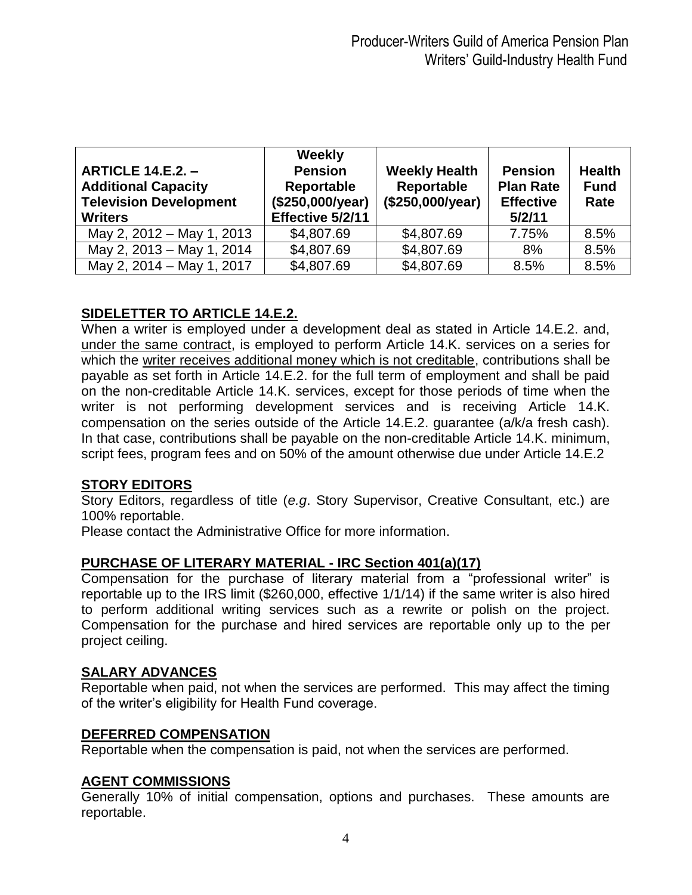| ARTICLE 14.E.2. – Additional Capacity Television Development Writers | Weekly Pension Reportable ($250,000/year) Effective 5/2/11 | Weekly Health Reportable ($250,000/year) | Pension Plan Rate Effective 5/2/11 | Health Fund Rate |
|---|---|---|---|---|
| May 2, 2012 – May 1, 2013 | $4,807.69 | $4,807.69 | 7.75% | 8.5% |
| May 2, 2013 – May 1, 2014 | $4,807.69 | $4,807.69 | 8% | 8.5% |
| May 2, 2014 – May 1, 2017 | $4,807.69 | $4,807.69 | 8.5% | 8.5% |

## SIDELETTER TO ARTICLE 14.E.2.

When a writer is employed under a development deal as stated in Article 14.E.2. and, under the same contract, is employed to perform Article 14.K. services on a series for which the writer receives additional money which is not creditable, contributions shall be payable as set forth in Article 14.E.2. for the full term of employment and shall be paid on the non-creditable Article 14.K. services, except for those periods of time when the writer is not performing development services and is receiving Article 14.K. compensation on the series outside of the Article 14.E.2. guarantee (a/k/a fresh cash). In that case, contributions shall be payable on the non-creditable Article 14.K. minimum, script fees, program fees and on 50% of the amount otherwise due under Article 14.E.2

## STORY EDITORS

Story Editors, regardless of title (*e.g*. Story Supervisor, Creative Consultant, etc.) are 100% reportable.

Please contact the Administrative Office for more information.

## PURCHASE OF LITERARY MATERIAL - IRC Section 401(a)(17)

Compensation for the purchase of literary material from a "professional writer" is reportable up to the IRS limit ($260,000, effective 1/1/14) if the same writer is also hired to perform additional writing services such as a rewrite or polish on the project. Compensation for the purchase and hired services are reportable only up to the per project ceiling.

## SALARY ADVANCES

Reportable when paid, not when the services are performed. This may affect the timing of the writer's eligibility for Health Fund coverage.

## DEFERRED COMPENSATION

Reportable when the compensation is paid, not when the services are performed.

## AGENT COMMISSIONS

Generally 10% of initial compensation, options and purchases. These amounts are reportable.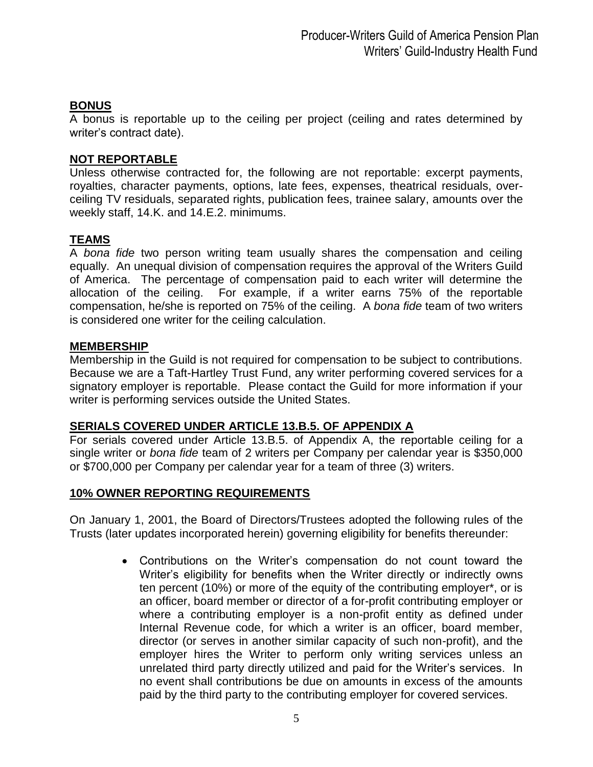## BONUS

A bonus is reportable up to the ceiling per project (ceiling and rates determined by writer's contract date).

## NOT REPORTABLE

Unless otherwise contracted for, the following are not reportable: excerpt payments, royalties, character payments, options, late fees, expenses, theatrical residuals, over-ceiling TV residuals, separated rights, publication fees, trainee salary, amounts over the weekly staff, 14.K. and 14.E.2. minimums.

## TEAMS

A *bona fide* two person writing team usually shares the compensation and ceiling equally. An unequal division of compensation requires the approval of the Writers Guild of America. The percentage of compensation paid to each writer will determine the allocation of the ceiling. For example, if a writer earns 75% of the reportable compensation, he/she is reported on 75% of the ceiling. A *bona fide* team of two writers is considered one writer for the ceiling calculation.

## MEMBERSHIP

Membership in the Guild is not required for compensation to be subject to contributions. Because we are a Taft-Hartley Trust Fund, any writer performing covered services for a signatory employer is reportable. Please contact the Guild for more information if your writer is performing services outside the United States.

## SERIALS COVERED UNDER ARTICLE 13.B.5. OF APPENDIX A

For serials covered under Article 13.B.5. of Appendix A, the reportable ceiling for a single writer or *bona fide* team of 2 writers per Company per calendar year is $350,000 or $700,000 per Company per calendar year for a team of three (3) writers.

## 10% OWNER REPORTING REQUIREMENTS

On January 1, 2001, the Board of Directors/Trustees adopted the following rules of the Trusts (later updates incorporated herein) governing eligibility for benefits thereunder:

- Contributions on the Writer's compensation do not count toward the Writer's eligibility for benefits when the Writer directly or indirectly owns ten percent (10%) or more of the equity of the contributing employer*, or is an officer, board member or director of a for-profit contributing employer or where a contributing employer is a non-profit entity as defined under Internal Revenue code, for which a writer is an officer, board member, director (or serves in another similar capacity of such non-profit), and the employer hires the Writer to perform only writing services unless an unrelated third party directly utilized and paid for the Writer's services. In no event shall contributions be due on amounts in excess of the amounts paid by the third party to the contributing employer for covered services.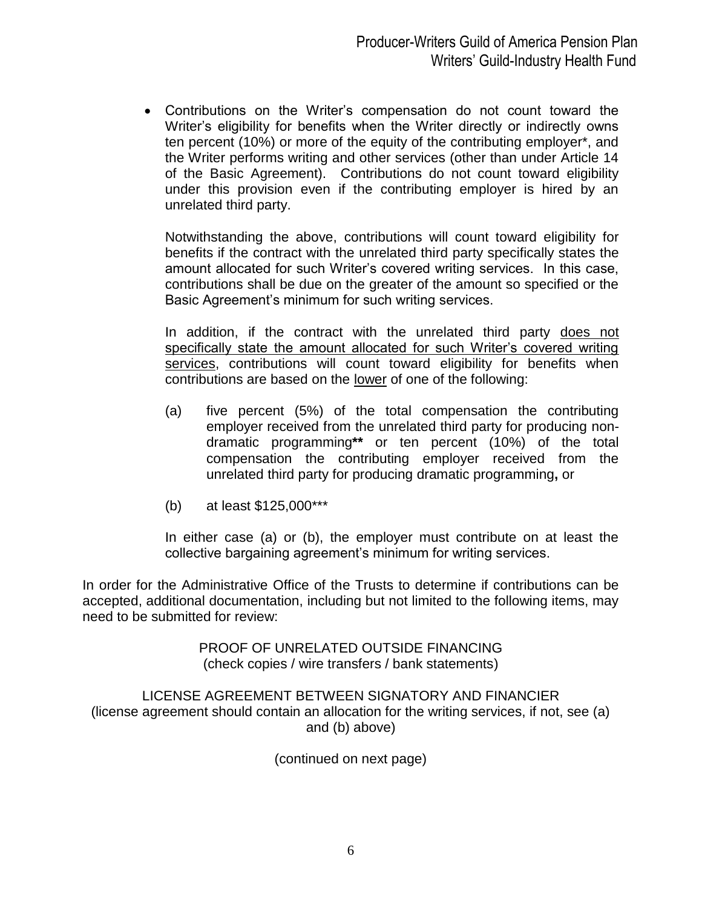- Contributions on the Writer's compensation do not count toward the Writer's eligibility for benefits when the Writer directly or indirectly owns ten percent (10%) or more of the equity of the contributing employer*, and the Writer performs writing and other services (other than under Article 14 of the Basic Agreement). Contributions do not count toward eligibility under this provision even if the contributing employer is hired by an unrelated third party.

  Notwithstanding the above, contributions will count toward eligibility for benefits if the contract with the unrelated third party specifically states the amount allocated for such Writer's covered writing services. In this case, contributions shall be due on the greater of the amount so specified or the Basic Agreement's minimum for such writing services.

  In addition, if the contract with the unrelated third party <u>does not specifically state the amount allocated for such Writer's covered writing services</u>, contributions will count toward eligibility for benefits when contributions are based on the <u>lower</u> of one of the following:

  (a) five percent (5%) of the total compensation the contributing employer received from the unrelated third party for producing non-dramatic programming** or ten percent (10%) of the total compensation the contributing employer received from the unrelated third party for producing dramatic programming, or

  (b) at least $125,000***

  In either case (a) or (b), the employer must contribute on at least the collective bargaining agreement's minimum for writing services.

In order for the Administrative Office of the Trusts to determine if contributions can be accepted, additional documentation, including but not limited to the following items, may need to be submitted for review:

PROOF OF UNRELATED OUTSIDE FINANCING
(check copies / wire transfers / bank statements)

LICENSE AGREEMENT BETWEEN SIGNATORY AND FINANCIER
(license agreement should contain an allocation for the writing services, if not, see (a) and (b) above)

(continued on next page)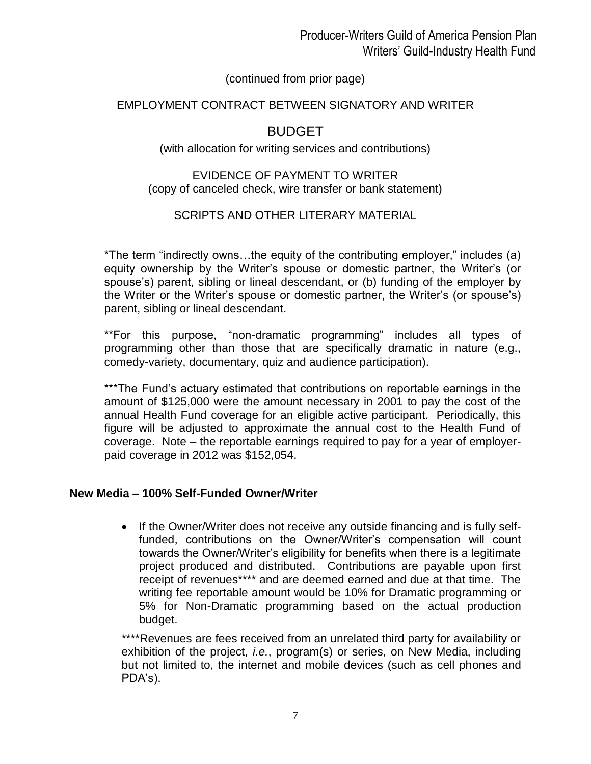(continued from prior page)

EMPLOYMENT CONTRACT BETWEEN SIGNATORY AND WRITER

BUDGET

(with allocation for writing services and contributions)

EVIDENCE OF PAYMENT TO WRITER
(copy of canceled check, wire transfer or bank statement)

SCRIPTS AND OTHER LITERARY MATERIAL

*The term "indirectly owns…the equity of the contributing employer," includes (a) equity ownership by the Writer's spouse or domestic partner, the Writer's (or spouse's) parent, sibling or lineal descendant, or (b) funding of the employer by the Writer or the Writer's spouse or domestic partner, the Writer's (or spouse's) parent, sibling or lineal descendant.

**For this purpose, "non-dramatic programming" includes all types of programming other than those that are specifically dramatic in nature (e.g., comedy-variety, documentary, quiz and audience participation).

***The Fund's actuary estimated that contributions on reportable earnings in the amount of $125,000 were the amount necessary in 2001 to pay the cost of the annual Health Fund coverage for an eligible active participant. Periodically, this figure will be adjusted to approximate the annual cost to the Health Fund of coverage. Note – the reportable earnings required to pay for a year of employer-paid coverage in 2012 was $152,054.

**New Media – 100% Self-Funded Owner/Writer**

- If the Owner/Writer does not receive any outside financing and is fully self-funded, contributions on the Owner/Writer's compensation will count towards the Owner/Writer's eligibility for benefits when there is a legitimate project produced and distributed. Contributions are payable upon first receipt of revenues**** and are deemed earned and due at that time. The writing fee reportable amount would be 10% for Dramatic programming or 5% for Non-Dramatic programming based on the actual production budget.

****Revenues are fees received from an unrelated third party for availability or exhibition of the project, *i.e.*, program(s) or series, on New Media, including but not limited to, the internet and mobile devices (such as cell phones and PDA's).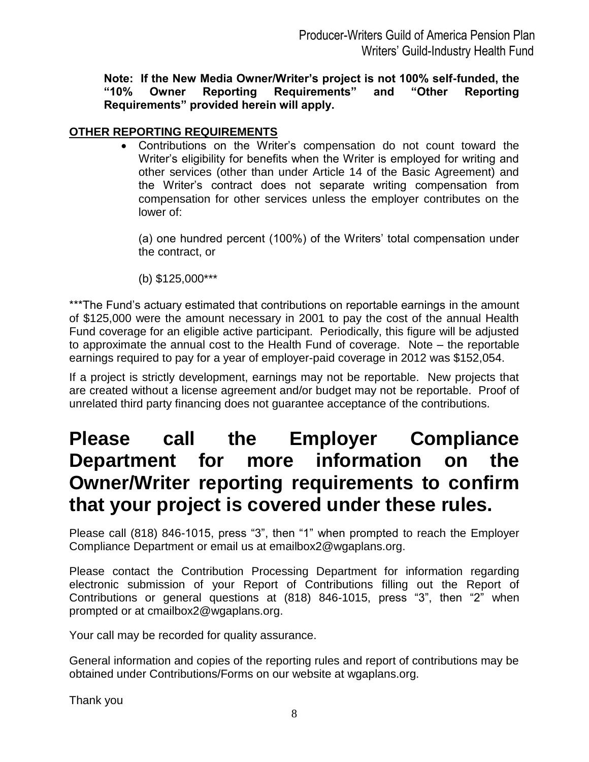**Note: If the New Media Owner/Writer's project is not 100% self-funded, the "10% Owner Reporting Requirements" and "Other Reporting Requirements" provided herein will apply.**

## OTHER REPORTING REQUIREMENTS

- Contributions on the Writer's compensation do not count toward the Writer's eligibility for benefits when the Writer is employed for writing and other services (other than under Article 14 of the Basic Agreement) and the Writer's contract does not separate writing compensation from compensation for other services unless the employer contributes on the lower of:

  (a) one hundred percent (100%) of the Writers' total compensation under the contract, or

  (b) $125,000***

***The Fund's actuary estimated that contributions on reportable earnings in the amount of $125,000 were the amount necessary in 2001 to pay the cost of the annual Health Fund coverage for an eligible active participant. Periodically, this figure will be adjusted to approximate the annual cost to the Health Fund of coverage. Note – the reportable earnings required to pay for a year of employer-paid coverage in 2012 was $152,054.

If a project is strictly development, earnings may not be reportable. New projects that are created without a license agreement and/or budget may not be reportable. Proof of unrelated third party financing does not guarantee acceptance of the contributions.

# Please call the Employer Compliance Department for more information on the Owner/Writer reporting requirements to confirm that your project is covered under these rules.

Please call (818) 846-1015, press "3", then "1" when prompted to reach the Employer Compliance Department or email us at emailbox2@wgaplans.org.

Please contact the Contribution Processing Department for information regarding electronic submission of your Report of Contributions filling out the Report of Contributions or general questions at (818) 846-1015, press "3", then "2" when prompted or at cmailbox2@wgaplans.org.

Your call may be recorded for quality assurance.

General information and copies of the reporting rules and report of contributions may be obtained under Contributions/Forms on our website at wgaplans.org.

Thank you